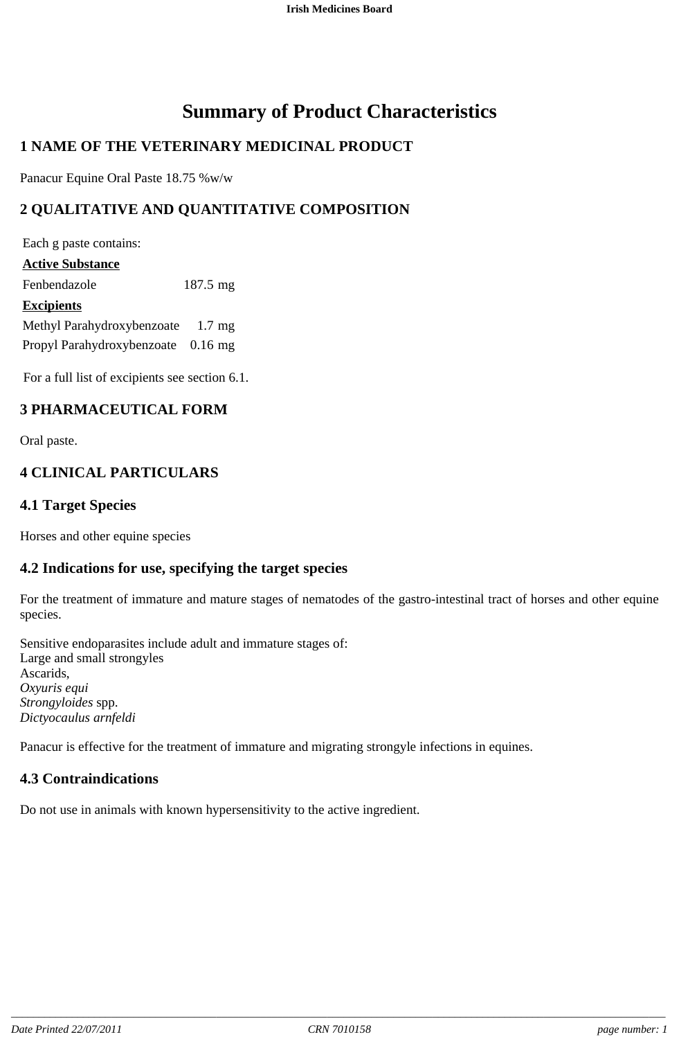# Summary of Product Characteristics

## 1 NAME OF THE VETERINARY MEDICINAL PRODUCT

Panacur Equine Oral Paste 18.75 %w/w

## 2 QUALITATIVE AND QUANTITATIVE COMPOSITION

Each g paste contains:

| | |
|---|---|
| **Active Substance** | |
| Fenbendazole | 187.5 mg |
| **Excipients** | |
| Methyl Parahydroxybenzoate | 1.7 mg |
| Propyl Parahydroxybenzoate | 0.16 mg |

For a full list of excipients see section 6.1.

## 3 PHARMACEUTICAL FORM

Oral paste.

## 4 CLINICAL PARTICULARS

### 4.1 Target Species

Horses and other equine species

### 4.2 Indications for use, specifying the target species

For the treatment of immature and mature stages of nematodes of the gastro-intestinal tract of horses and other equine species.

Sensitive endoparasites include adult and immature stages of:
Large and small strongyles
Ascarids,
*Oxyuris equi*
*Strongyloides* spp.
*Dictyocaulus arnfeldi*

Panacur is effective for the treatment of immature and migrating strongyle infections in equines.

### 4.3 Contraindications

Do not use in animals with known hypersensitivity to the active ingredient.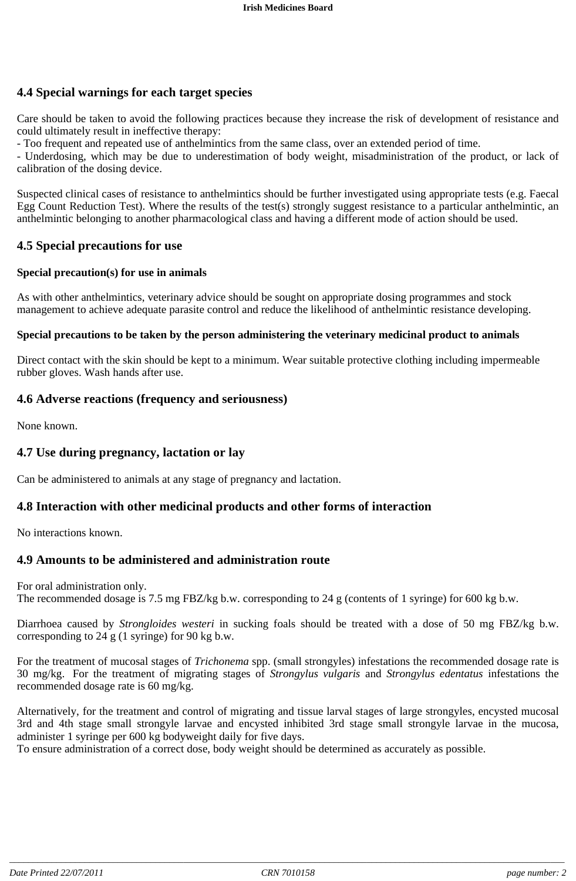## 4.4 Special warnings for each target species

Care should be taken to avoid the following practices because they increase the risk of development of resistance and could ultimately result in ineffective therapy:
- Too frequent and repeated use of anthelmintics from the same class, over an extended period of time.
- Underdosing, which may be due to underestimation of body weight, misadministration of the product, or lack of calibration of the dosing device.

Suspected clinical cases of resistance to anthelmintics should be further investigated using appropriate tests (e.g. Faecal Egg Count Reduction Test). Where the results of the test(s) strongly suggest resistance to a particular anthelmintic, an anthelmintic belonging to another pharmacological class and having a different mode of action should be used.

## 4.5 Special precautions for use

**Special precaution(s) for use in animals**

As with other anthelmintics, veterinary advice should be sought on appropriate dosing programmes and stock management to achieve adequate parasite control and reduce the likelihood of anthelmintic resistance developing.

**Special precautions to be taken by the person administering the veterinary medicinal product to animals**

Direct contact with the skin should be kept to a minimum. Wear suitable protective clothing including impermeable rubber gloves. Wash hands after use.

## 4.6 Adverse reactions (frequency and seriousness)

None known.

## 4.7 Use during pregnancy, lactation or lay

Can be administered to animals at any stage of pregnancy and lactation.

## 4.8 Interaction with other medicinal products and other forms of interaction

No interactions known.

## 4.9 Amounts to be administered and administration route

For oral administration only.
The recommended dosage is 7.5 mg FBZ/kg b.w. corresponding to 24 g (contents of 1 syringe) for 600 kg b.w.

Diarrhoea caused by *Strongloides westeri* in sucking foals should be treated with a dose of 50 mg FBZ/kg b.w. corresponding to 24 g (1 syringe) for 90 kg b.w.

For the treatment of mucosal stages of *Trichonema* spp. (small strongyles) infestations the recommended dosage rate is 30 mg/kg. For the treatment of migrating stages of *Strongylus vulgaris* and *Strongylus edentatus* infestations the recommended dosage rate is 60 mg/kg.

Alternatively, for the treatment and control of migrating and tissue larval stages of large strongyles, encysted mucosal 3rd and 4th stage small strongyle larvae and encysted inhibited 3rd stage small strongyle larvae in the mucosa, administer 1 syringe per 600 kg bodyweight daily for five days.
To ensure administration of a correct dose, body weight should be determined as accurately as possible.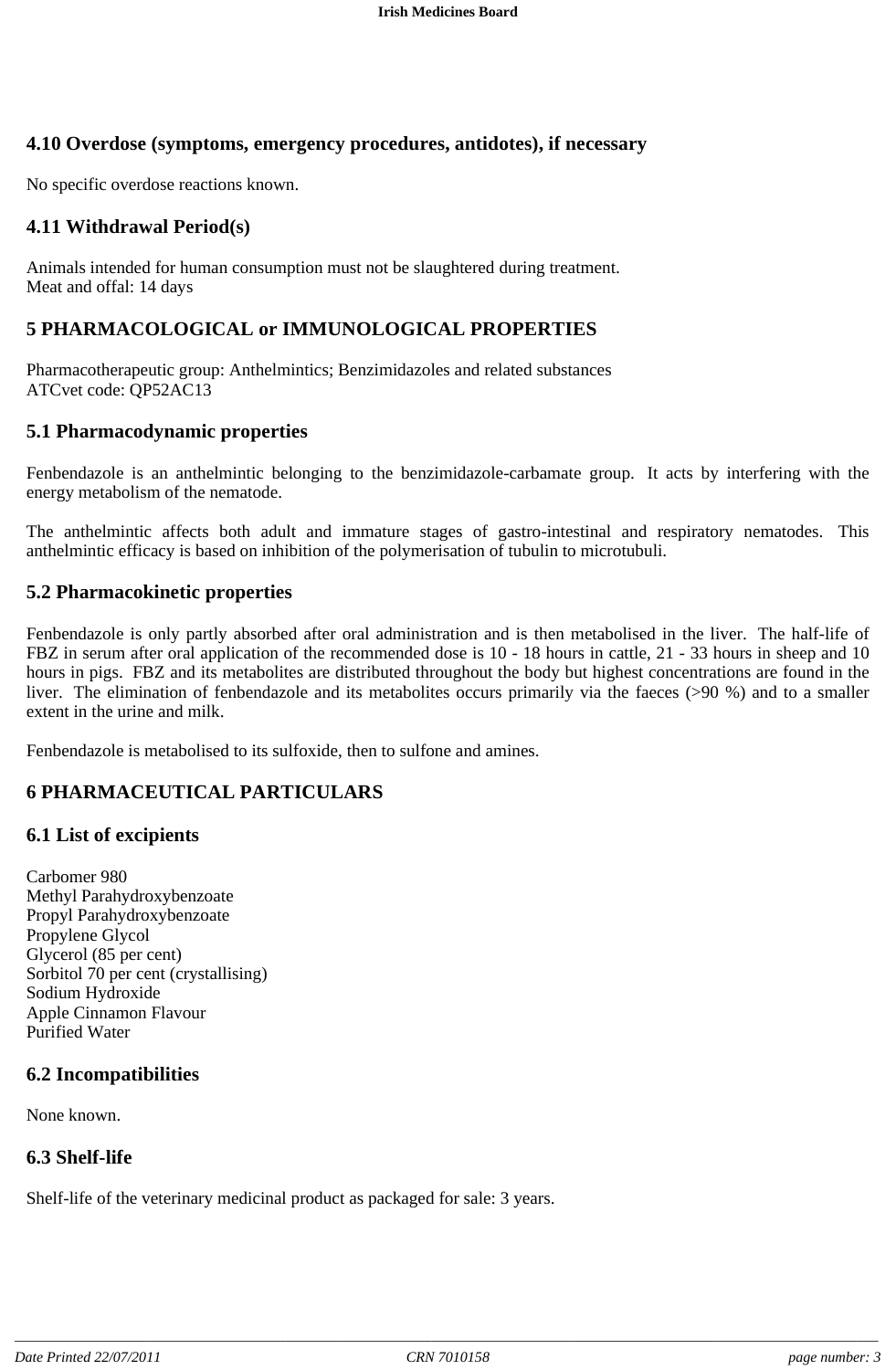## 4.10 Overdose (symptoms, emergency procedures, antidotes), if necessary

No specific overdose reactions known.

## 4.11 Withdrawal Period(s)

Animals intended for human consumption must not be slaughtered during treatment.
Meat and offal: 14 days

# 5 PHARMACOLOGICAL or IMMUNOLOGICAL PROPERTIES

Pharmacotherapeutic group: Anthelmintics; Benzimidazoles and related substances
ATCvet code: QP52AC13

## 5.1 Pharmacodynamic properties

Fenbendazole is an anthelmintic belonging to the benzimidazole-carbamate group. It acts by interfering with the energy metabolism of the nematode.

The anthelmintic affects both adult and immature stages of gastro-intestinal and respiratory nematodes. This anthelmintic efficacy is based on inhibition of the polymerisation of tubulin to microtubuli.

## 5.2 Pharmacokinetic properties

Fenbendazole is only partly absorbed after oral administration and is then metabolised in the liver. The half-life of FBZ in serum after oral application of the recommended dose is 10 - 18 hours in cattle, 21 - 33 hours in sheep and 10 hours in pigs. FBZ and its metabolites are distributed throughout the body but highest concentrations are found in the liver. The elimination of fenbendazole and its metabolites occurs primarily via the faeces (>90 %) and to a smaller extent in the urine and milk.

Fenbendazole is metabolised to its sulfoxide, then to sulfone and amines.

# 6 PHARMACEUTICAL PARTICULARS

## 6.1 List of excipients

Carbomer 980
Methyl Parahydroxybenzoate
Propyl Parahydroxybenzoate
Propylene Glycol
Glycerol (85 per cent)
Sorbitol 70 per cent (crystallising)
Sodium Hydroxide
Apple Cinnamon Flavour
Purified Water

## 6.2 Incompatibilities

None known.

## 6.3 Shelf-life

Shelf-life of the veterinary medicinal product as packaged for sale: 3 years.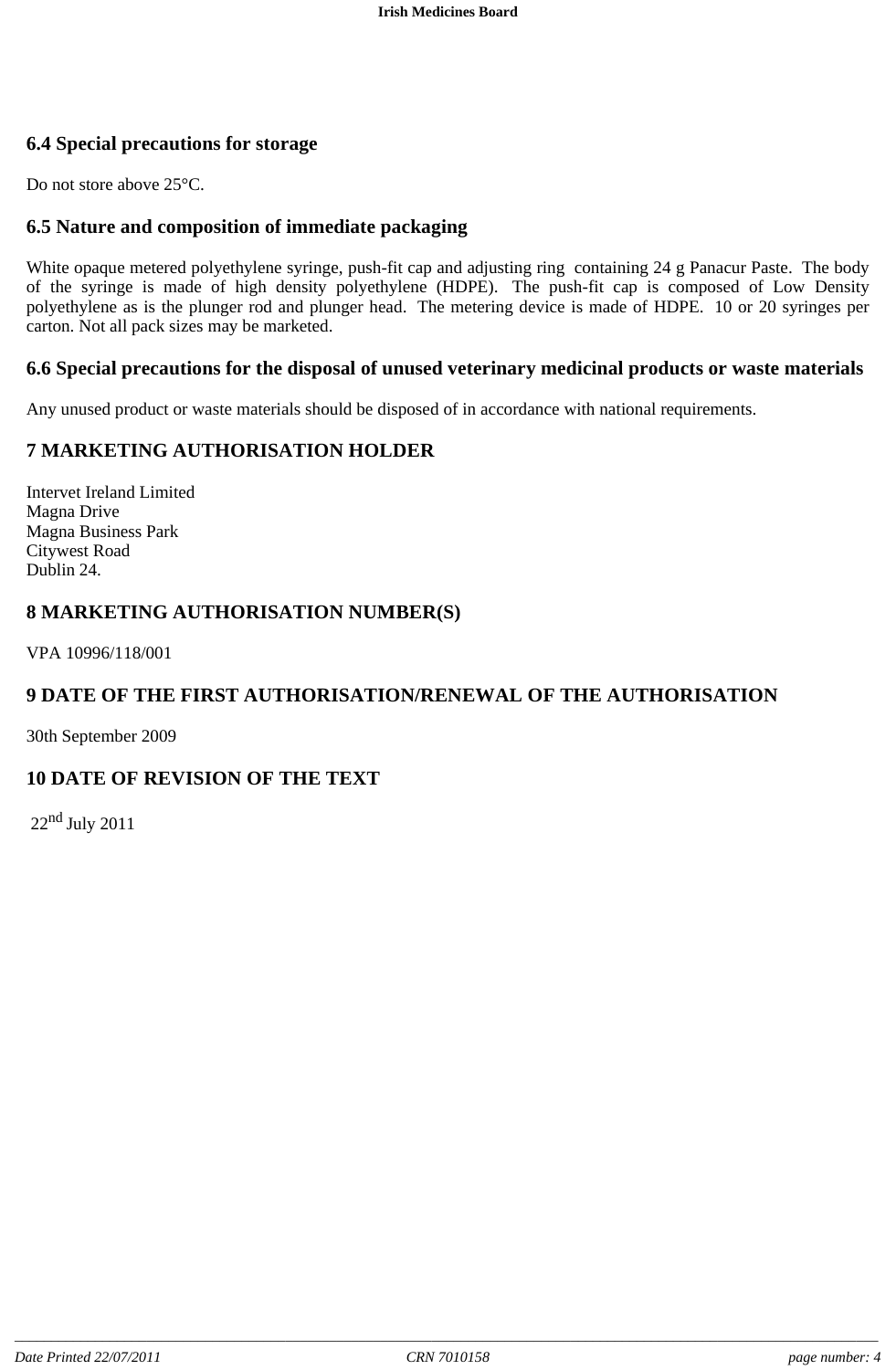## 6.4 Special precautions for storage

Do not store above 25°C.

## 6.5 Nature and composition of immediate packaging

White opaque metered polyethylene syringe, push-fit cap and adjusting ring containing 24 g Panacur Paste. The body of the syringe is made of high density polyethylene (HDPE). The push-fit cap is composed of Low Density polyethylene as is the plunger rod and plunger head. The metering device is made of HDPE. 10 or 20 syringes per carton. Not all pack sizes may be marketed.

## 6.6 Special precautions for the disposal of unused veterinary medicinal products or waste materials

Any unused product or waste materials should be disposed of in accordance with national requirements.

# 7 MARKETING AUTHORISATION HOLDER

Intervet Ireland Limited
Magna Drive
Magna Business Park
Citywest Road
Dublin 24.

# 8 MARKETING AUTHORISATION NUMBER(S)

VPA 10996/118/001

# 9 DATE OF THE FIRST AUTHORISATION/RENEWAL OF THE AUTHORISATION

30th September 2009

# 10 DATE OF REVISION OF THE TEXT

22nd July 2011